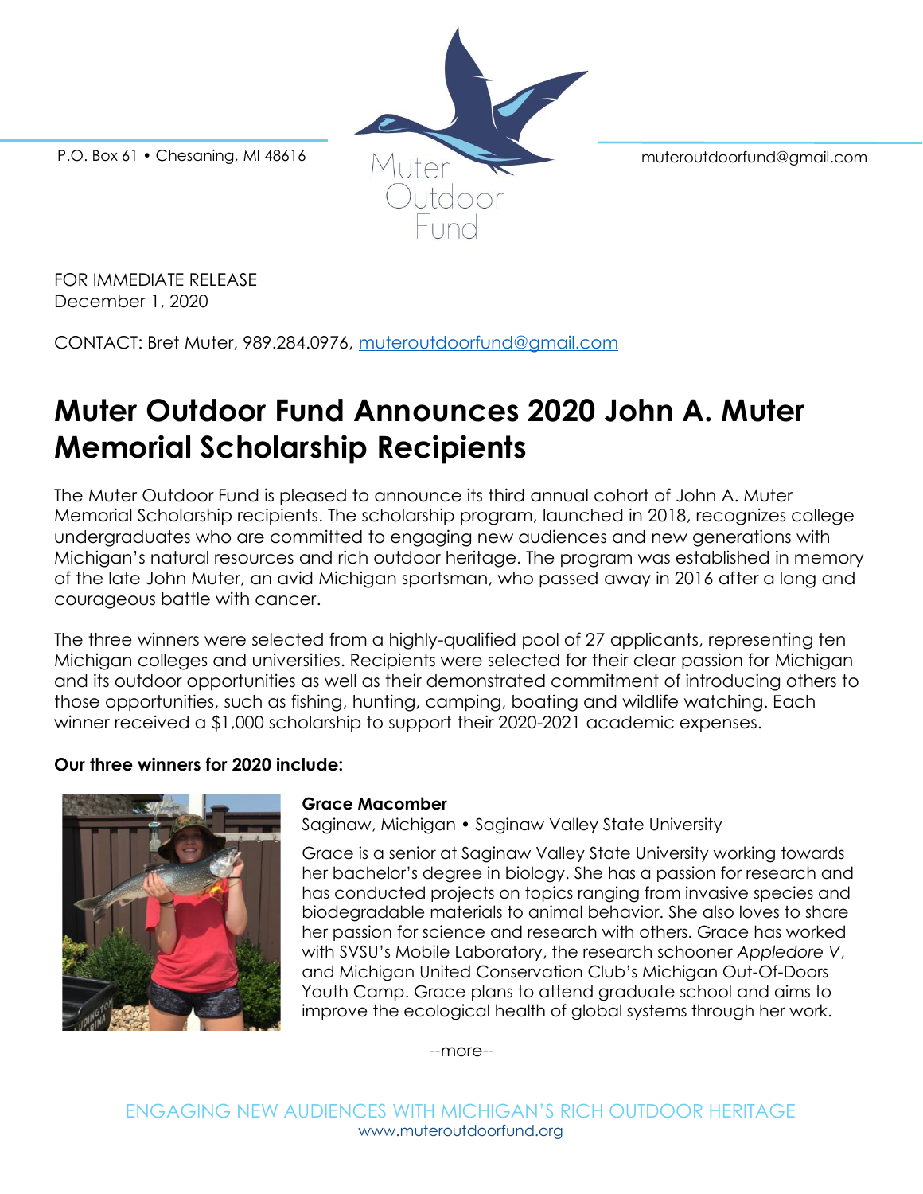P.O. Box 61 • Chesaning, MI 48616

Muter Outdoor Fund

muteroutdoorfund@gmail.com

FOR IMMEDIATE RELEASE
December 1, 2020

CONTACT: Bret Muter, 989.284.0976, muteroutdoorfund@gmail.com

# Muter Outdoor Fund Announces 2020 John A. Muter Memorial Scholarship Recipients

The Muter Outdoor Fund is pleased to announce its third annual cohort of John A. Muter Memorial Scholarship recipients. The scholarship program, launched in 2018, recognizes college undergraduates who are committed to engaging new audiences and new generations with Michigan's natural resources and rich outdoor heritage. The program was established in memory of the late John Muter, an avid Michigan sportsman, who passed away in 2016 after a long and courageous battle with cancer.

The three winners were selected from a highly-qualified pool of 27 applicants, representing ten Michigan colleges and universities. Recipients were selected for their clear passion for Michigan and its outdoor opportunities as well as their demonstrated commitment of introducing others to those opportunities, such as fishing, hunting, camping, boating and wildlife watching. Each winner received a $1,000 scholarship to support their 2020-2021 academic expenses.

**Our three winners for 2020 include:**

**Grace Macomber**
Saginaw, Michigan • Saginaw Valley State University

Grace is a senior at Saginaw Valley State University working towards her bachelor's degree in biology. She has a passion for research and has conducted projects on topics ranging from invasive species and biodegradable materials to animal behavior. She also loves to share her passion for science and research with others. Grace has worked with SVSU's Mobile Laboratory, the research schooner *Appledore V*, and Michigan United Conservation Club's Michigan Out-Of-Doors Youth Camp. Grace plans to attend graduate school and aims to improve the ecological health of global systems through her work.

--more--

ENGAGING NEW AUDIENCES WITH MICHIGAN'S RICH OUTDOOR HERITAGE
www.muteroutdoorfund.org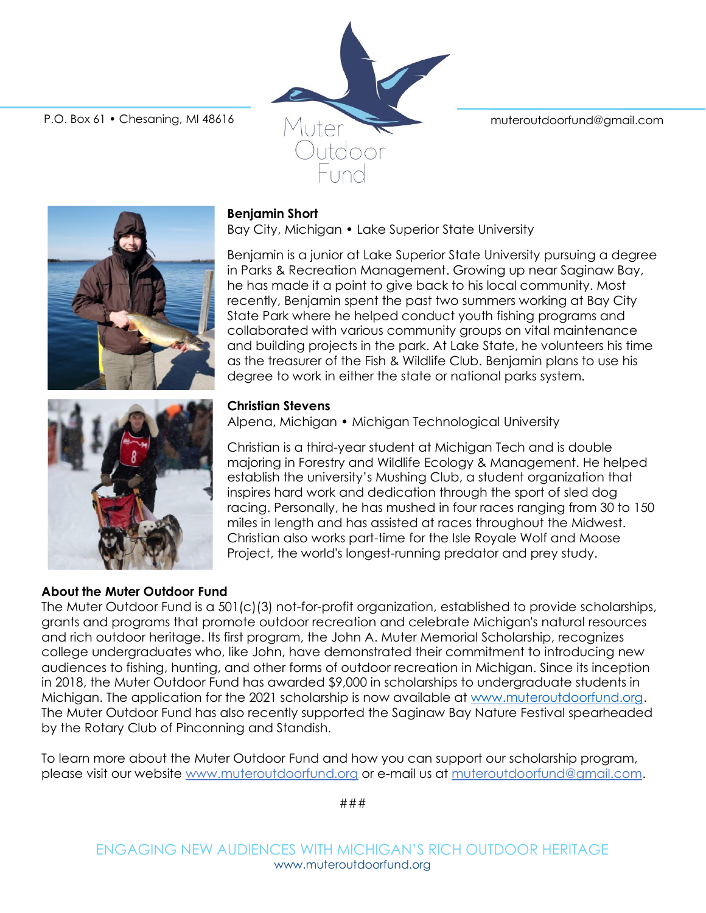P.O. Box 61 • Chesaning, MI 48616

Muter Outdoor Fund

muteroutdoorfund@gmail.com

**Benjamin Short**
Bay City, Michigan • Lake Superior State University

Benjamin is a junior at Lake Superior State University pursuing a degree in Parks & Recreation Management. Growing up near Saginaw Bay, he has made it a point to give back to his local community. Most recently, Benjamin spent the past two summers working at Bay City State Park where he helped conduct youth fishing programs and collaborated with various community groups on vital maintenance and building projects in the park. At Lake State, he volunteers his time as the treasurer of the Fish & Wildlife Club. Benjamin plans to use his degree to work in either the state or national parks system.

**Christian Stevens**
Alpena, Michigan • Michigan Technological University

Christian is a third-year student at Michigan Tech and is double majoring in Forestry and Wildlife Ecology & Management. He helped establish the university's Mushing Club, a student organization that inspires hard work and dedication through the sport of sled dog racing. Personally, he has mushed in four races ranging from 30 to 150 miles in length and has assisted at races throughout the Midwest. Christian also works part-time for the Isle Royale Wolf and Moose Project, the world's longest-running predator and prey study.

**About the Muter Outdoor Fund**
The Muter Outdoor Fund is a 501(c)(3) not-for-profit organization, established to provide scholarships, grants and programs that promote outdoor recreation and celebrate Michigan's natural resources and rich outdoor heritage. Its first program, the John A. Muter Memorial Scholarship, recognizes college undergraduates who, like John, have demonstrated their commitment to introducing new audiences to fishing, hunting, and other forms of outdoor recreation in Michigan. Since its inception in 2018, the Muter Outdoor Fund has awarded $9,000 in scholarships to undergraduate students in Michigan. The application for the 2021 scholarship is now available at www.muteroutdoorfund.org. The Muter Outdoor Fund has also recently supported the Saginaw Bay Nature Festival spearheaded by the Rotary Club of Pinconning and Standish.

To learn more about the Muter Outdoor Fund and how you can support our scholarship program, please visit our website www.muteroutdoorfund.org or e-mail us at muteroutdoorfund@gmail.com.

###

ENGAGING NEW AUDIENCES WITH MICHIGAN'S RICH OUTDOOR HERITAGE
www.muteroutdoorfund.org